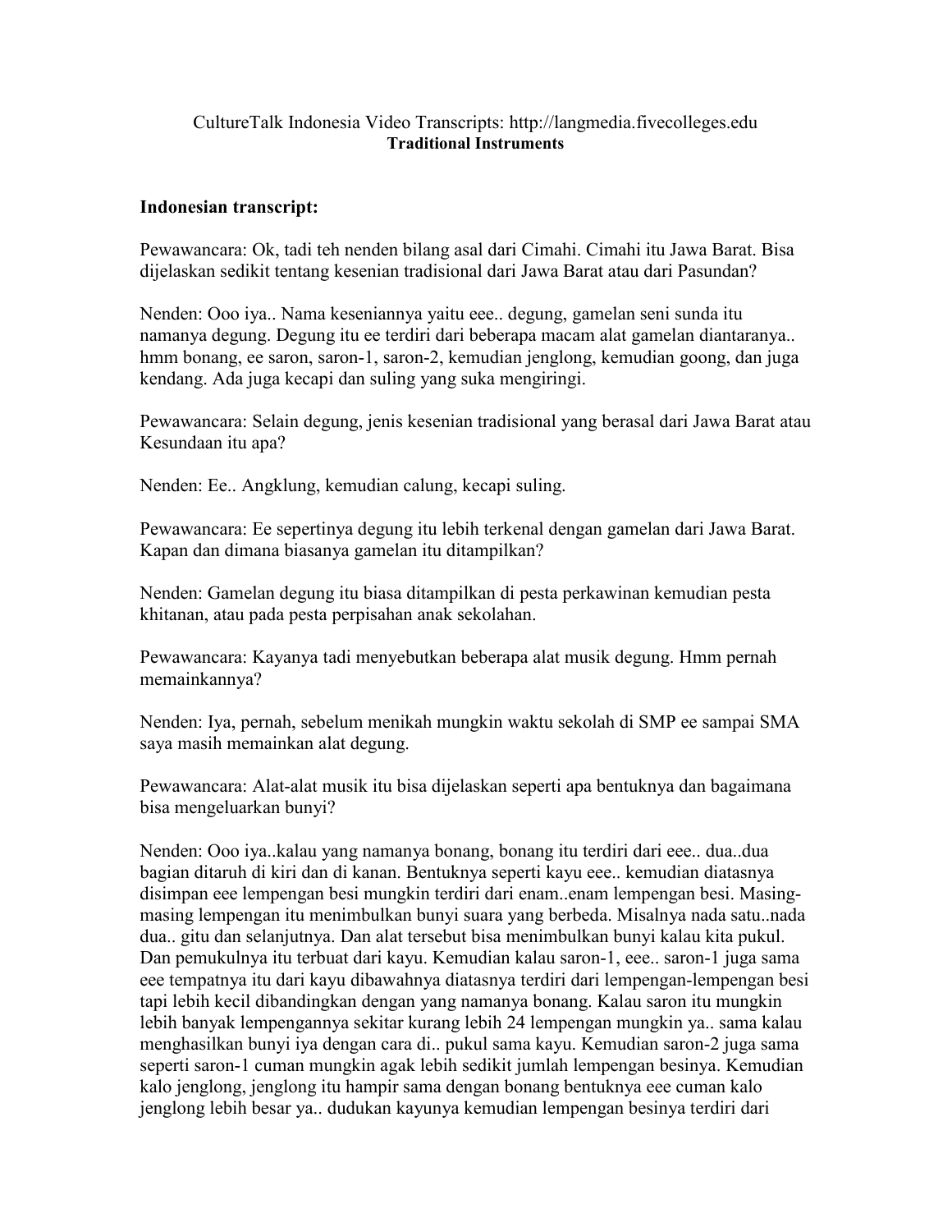CultureTalk Indonesia Video Transcripts: http://langmedia.fivecolleges.edu
**Traditional Instruments**

**Indonesian transcript:**

Pewawancara: Ok, tadi teh nenden bilang asal dari Cimahi. Cimahi itu Jawa Barat. Bisa dijelaskan sedikit tentang kesenian tradisional dari Jawa Barat atau dari Pasundan?

Nenden: Ooo iya.. Nama keseniannya yaitu eee.. degung, gamelan seni sunda itu namanya degung. Degung itu ee terdiri dari beberapa macam alat gamelan diantaranya.. hmm bonang, ee saron, saron-1, saron-2, kemudian jenglong, kemudian goong, dan juga kendang. Ada juga kecapi dan suling yang suka mengiringi.

Pewawancara: Selain degung, jenis kesenian tradisional yang berasal dari Jawa Barat atau Kesundaan itu apa?

Nenden: Ee.. Angklung, kemudian calung, kecapi suling.

Pewawancara: Ee sepertinya degung itu lebih terkenal dengan gamelan dari Jawa Barat. Kapan dan dimana biasanya gamelan itu ditampilkan?

Nenden: Gamelan degung itu biasa ditampilkan di pesta perkawinan kemudian pesta khitanan, atau pada pesta perpisahan anak sekolahan.

Pewawancara: Kayanya tadi menyebutkan beberapa alat musik degung. Hmm pernah memainkannya?

Nenden: Iya, pernah, sebelum menikah mungkin waktu sekolah di SMP ee sampai SMA saya masih memainkan alat degung.

Pewawancara: Alat-alat musik itu bisa dijelaskan seperti apa bentuknya dan bagaimana bisa mengeluarkan bunyi?

Nenden: Ooo iya..kalau yang namanya bonang, bonang itu terdiri dari eee.. dua..dua bagian ditaruh di kiri dan di kanan. Bentuknya seperti kayu eee.. kemudian diatasnya disimpan eee lempengan besi mungkin terdiri dari enam..enam lempengan besi. Masing-masing lempengan itu menimbulkan bunyi suara yang berbeda. Misalnya nada satu..nada dua.. gitu dan selanjutnya. Dan alat tersebut bisa menimbulkan bunyi kalau kita pukul. Dan pemukulnya itu terbuat dari kayu. Kemudian kalau saron-1, eee.. saron-1 juga sama eee tempatnya itu dari kayu dibawahnya diatasnya terdiri dari lempengan-lempengan besi tapi lebih kecil dibandingkan dengan yang namanya bonang. Kalau saron itu mungkin lebih banyak lempengannya sekitar kurang lebih 24 lempengan mungkin ya.. sama kalau menghasilkan bunyi iya dengan cara di.. pukul sama kayu. Kemudian saron-2 juga sama seperti saron-1 cuman mungkin agak lebih sedikit jumlah lempengan besinya. Kemudian kalo jenglong, jenglong itu hampir sama dengan bonang bentuknya eee cuman kalo jenglong lebih besar ya.. dudukan kayunya kemudian lempengan besinya terdiri dari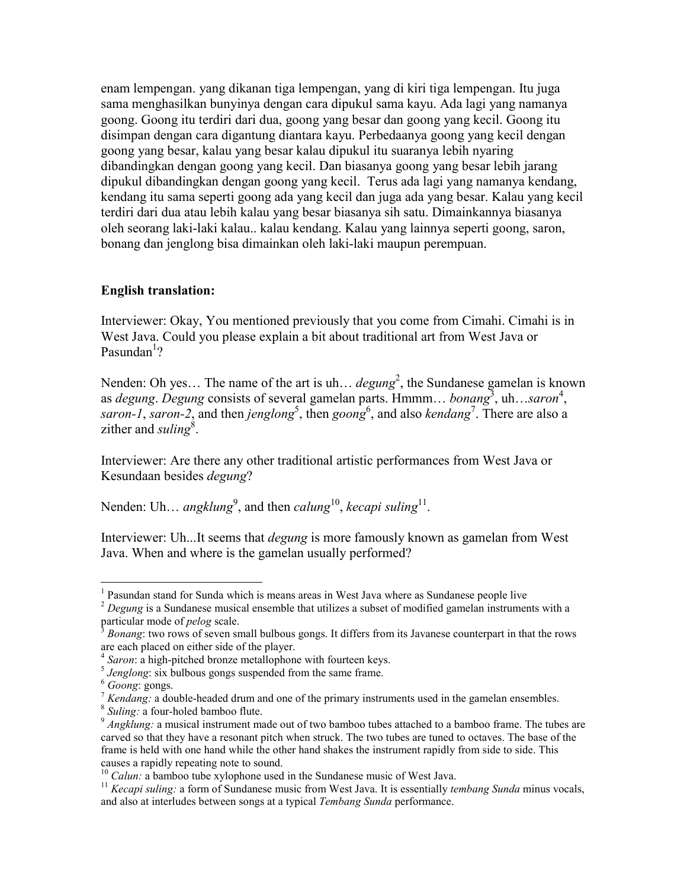enam lempengan. yang dikanan tiga lempengan, yang di kiri tiga lempengan. Itu juga sama menghasilkan bunyinya dengan cara dipukul sama kayu. Ada lagi yang namanya goong. Goong itu terdiri dari dua, goong yang besar dan goong yang kecil. Goong itu disimpan dengan cara digantung diantara kayu. Perbedaanya goong yang kecil dengan goong yang besar, kalau yang besar kalau dipukul itu suaranya lebih nyaring dibandingkan dengan goong yang kecil. Dan biasanya goong yang besar lebih jarang dipukul dibandingkan dengan goong yang kecil. Terus ada lagi yang namanya kendang, kendang itu sama seperti goong ada yang kecil dan juga ada yang besar. Kalau yang kecil terdiri dari dua atau lebih kalau yang besar biasanya sih satu. Dimainkannya biasanya oleh seorang laki-laki kalau.. kalau kendang. Kalau yang lainnya seperti goong, saron, bonang dan jenglong bisa dimainkan oleh laki-laki maupun perempuan.

**English translation:**

Interviewer: Okay, You mentioned previously that you come from Cimahi. Cimahi is in West Java. Could you please explain a bit about traditional art from West Java or Pasundan[1]?

Nenden: Oh yes… The name of the art is uh… *degung*[2], the Sundanese gamelan is known as *degung*. *Degung* consists of several gamelan parts. Hmmm… *bonang*[3], uh…*saron*[4], *saron-1*, *saron-2*, and then *jenglong*[5], then *goong*[6], and also *kendang*[7]. There are also a zither and *suling*[8].

Interviewer: Are there any other traditional artistic performances from West Java or Kesundaan besides *degung*?

Nenden: Uh… *angklung*[9], and then *calung*[10], *kecapi suling*[11].

Interviewer: Uh...It seems that *degung* is more famously known as gamelan from West Java. When and where is the gamelan usually performed?

---

[1] Pasundan stand for Sunda which is means areas in West Java where as Sundanese people live

[2] *Degung* is a Sundanese musical ensemble that utilizes a subset of modified gamelan instruments with a particular mode of *pelog* scale.

[3] *Bonang*: two rows of seven small bulbous gongs. It differs from its Javanese counterpart in that the rows are each placed on either side of the player.

[4] *Saron*: a high-pitched bronze metallophone with fourteen keys.

[5] *Jenglong*: six bulbous gongs suspended from the same frame.

[6] *Goong*: gongs.

[7] *Kendang:* a double-headed drum and one of the primary instruments used in the gamelan ensembles.

[8] *Suling:* a four-holed bamboo flute.

[9] *Angklung:* a musical instrument made out of two bamboo tubes attached to a bamboo frame. The tubes are carved so that they have a resonant pitch when struck. The two tubes are tuned to octaves. The base of the frame is held with one hand while the other hand shakes the instrument rapidly from side to side. This causes a rapidly repeating note to sound.

[10] *Calun:* a bamboo tube xylophone used in the Sundanese music of West Java.

[11] *Kecapi suling:* a form of Sundanese music from West Java. It is essentially *tembang Sunda* minus vocals, and also at interludes between songs at a typical *Tembang Sunda* performance.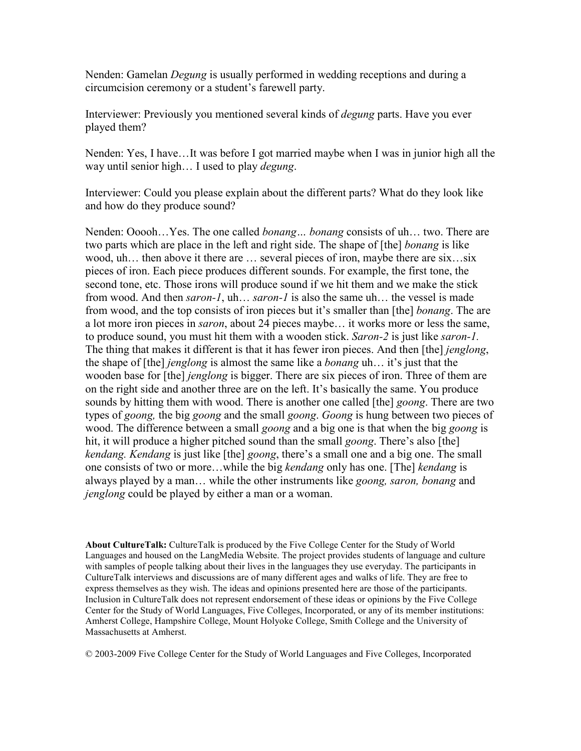Nenden: Gamelan *Degung* is usually performed in wedding receptions and during a circumcision ceremony or a student's farewell party.

Interviewer: Previously you mentioned several kinds of *degung* parts. Have you ever played them?

Nenden: Yes, I have…It was before I got married maybe when I was in junior high all the way until senior high… I used to play *degung*.

Interviewer: Could you please explain about the different parts? What do they look like and how do they produce sound?

Nenden: Ooooh…Yes. The one called *bonang*… *bonang* consists of uh… two. There are two parts which are place in the left and right side. The shape of [the] *bonang* is like wood, uh… then above it there are … several pieces of iron, maybe there are six…six pieces of iron. Each piece produces different sounds. For example, the first tone, the second tone, etc. Those irons will produce sound if we hit them and we make the stick from wood. And then *saron-1*, uh… *saron-1* is also the same uh… the vessel is made from wood, and the top consists of iron pieces but it's smaller than [the] *bonang*. The are a lot more iron pieces in *saron*, about 24 pieces maybe… it works more or less the same, to produce sound, you must hit them with a wooden stick. *Saron-2* is just like *saron-1.* The thing that makes it different is that it has fewer iron pieces. And then [the] *jenglong*, the shape of [the] *jenglong* is almost the same like a *bonang* uh… it's just that the wooden base for [the] *jenglong* is bigger. There are six pieces of iron. Three of them are on the right side and another three are on the left. It's basically the same. You produce sounds by hitting them with wood. There is another one called [the] *goong*. There are two types of *goong,* the big *goong* and the small *goong*. *Goong* is hung between two pieces of wood. The difference between a small *goong* and a big one is that when the big *goong* is hit, it will produce a higher pitched sound than the small *goong*. There's also [the] *kendang. Kendang* is just like [the] *goong*, there's a small one and a big one. The small one consists of two or more…while the big *kendang* only has one. [The] *kendang* is always played by a man… while the other instruments like *goong, saron, bonang* and *jenglong* could be played by either a man or a woman.

**About CultureTalk:** CultureTalk is produced by the Five College Center for the Study of World Languages and housed on the LangMedia Website. The project provides students of language and culture with samples of people talking about their lives in the languages they use everyday. The participants in CultureTalk interviews and discussions are of many different ages and walks of life. They are free to express themselves as they wish. The ideas and opinions presented here are those of the participants. Inclusion in CultureTalk does not represent endorsement of these ideas or opinions by the Five College Center for the Study of World Languages, Five Colleges, Incorporated, or any of its member institutions: Amherst College, Hampshire College, Mount Holyoke College, Smith College and the University of Massachusetts at Amherst.

© 2003-2009 Five College Center for the Study of World Languages and Five Colleges, Incorporated